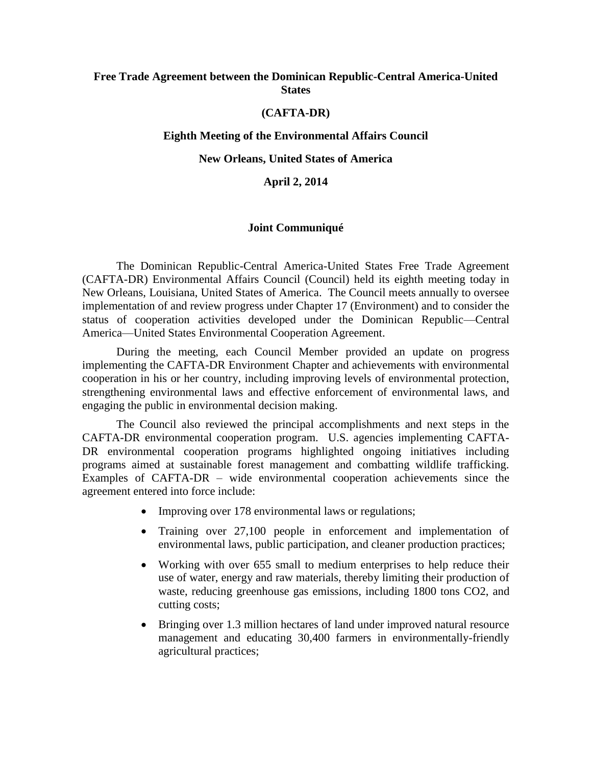**Free Trade Agreement between the Dominican Republic-Central America-United States**

**(CAFTA-DR)**

**Eighth Meeting of the Environmental Affairs Council**

**New Orleans, United States of America**

**April 2, 2014**

**Joint Communiqué**

The Dominican Republic-Central America-United States Free Trade Agreement (CAFTA-DR) Environmental Affairs Council (Council) held its eighth meeting today in New Orleans, Louisiana, United States of America. The Council meets annually to oversee implementation of and review progress under Chapter 17 (Environment) and to consider the status of cooperation activities developed under the Dominican Republic—Central America—United States Environmental Cooperation Agreement.

During the meeting, each Council Member provided an update on progress implementing the CAFTA-DR Environment Chapter and achievements with environmental cooperation in his or her country, including improving levels of environmental protection, strengthening environmental laws and effective enforcement of environmental laws, and engaging the public in environmental decision making.

The Council also reviewed the principal accomplishments and next steps in the CAFTA-DR environmental cooperation program. U.S. agencies implementing CAFTA-DR environmental cooperation programs highlighted ongoing initiatives including programs aimed at sustainable forest management and combatting wildlife trafficking. Examples of CAFTA-DR – wide environmental cooperation achievements since the agreement entered into force include:

- Improving over 178 environmental laws or regulations;
- Training over 27,100 people in enforcement and implementation of environmental laws, public participation, and cleaner production practices;
- Working with over 655 small to medium enterprises to help reduce their use of water, energy and raw materials, thereby limiting their production of waste, reducing greenhouse gas emissions, including 1800 tons CO2, and cutting costs;
- Bringing over 1.3 million hectares of land under improved natural resource management and educating 30,400 farmers in environmentally-friendly agricultural practices;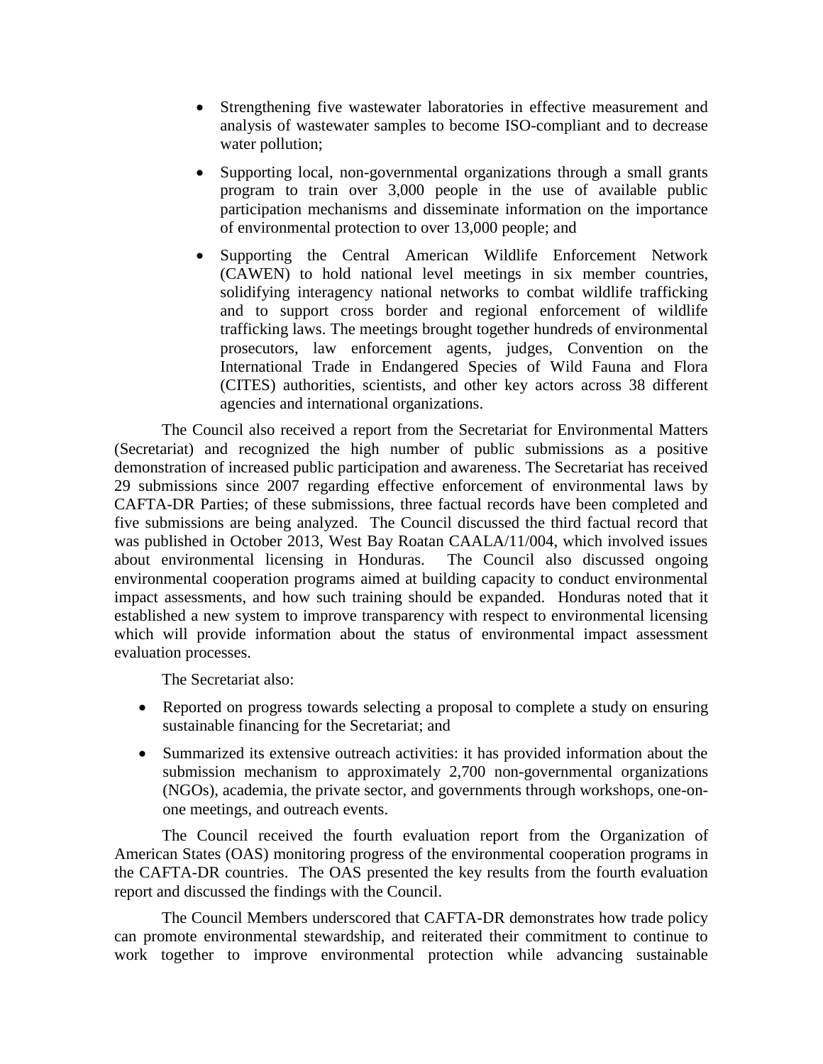- Strengthening five wastewater laboratories in effective measurement and analysis of wastewater samples to become ISO-compliant and to decrease water pollution;
- Supporting local, non-governmental organizations through a small grants program to train over 3,000 people in the use of available public participation mechanisms and disseminate information on the importance of environmental protection to over 13,000 people; and
- Supporting the Central American Wildlife Enforcement Network (CAWEN) to hold national level meetings in six member countries, solidifying interagency national networks to combat wildlife trafficking and to support cross border and regional enforcement of wildlife trafficking laws. The meetings brought together hundreds of environmental prosecutors, law enforcement agents, judges, Convention on the International Trade in Endangered Species of Wild Fauna and Flora (CITES) authorities, scientists, and other key actors across 38 different agencies and international organizations.

The Council also received a report from the Secretariat for Environmental Matters (Secretariat) and recognized the high number of public submissions as a positive demonstration of increased public participation and awareness. The Secretariat has received 29 submissions since 2007 regarding effective enforcement of environmental laws by CAFTA-DR Parties; of these submissions, three factual records have been completed and five submissions are being analyzed. The Council discussed the third factual record that was published in October 2013, West Bay Roatan CAALA/11/004, which involved issues about environmental licensing in Honduras. The Council also discussed ongoing environmental cooperation programs aimed at building capacity to conduct environmental impact assessments, and how such training should be expanded. Honduras noted that it established a new system to improve transparency with respect to environmental licensing which will provide information about the status of environmental impact assessment evaluation processes.

The Secretariat also:

- Reported on progress towards selecting a proposal to complete a study on ensuring sustainable financing for the Secretariat; and
- Summarized its extensive outreach activities: it has provided information about the submission mechanism to approximately 2,700 non-governmental organizations (NGOs), academia, the private sector, and governments through workshops, one-on-one meetings, and outreach events.

The Council received the fourth evaluation report from the Organization of American States (OAS) monitoring progress of the environmental cooperation programs in the CAFTA-DR countries. The OAS presented the key results from the fourth evaluation report and discussed the findings with the Council.

The Council Members underscored that CAFTA-DR demonstrates how trade policy can promote environmental stewardship, and reiterated their commitment to continue to work together to improve environmental protection while advancing sustainable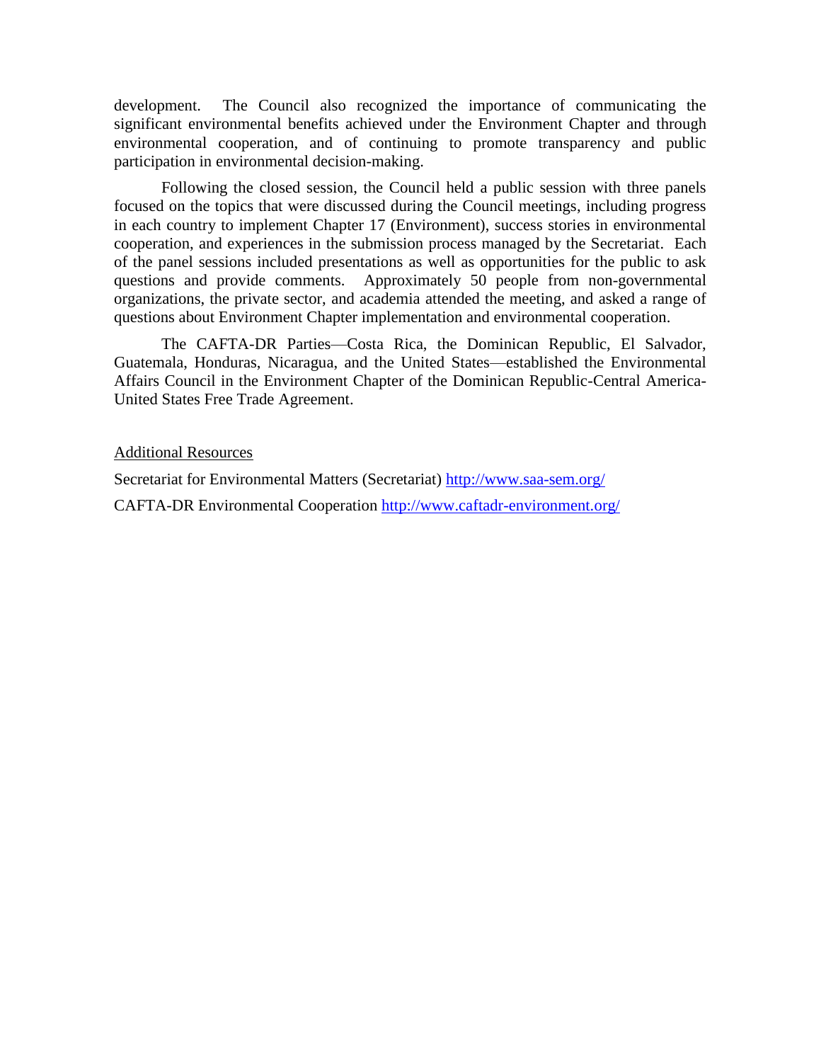development. The Council also recognized the importance of communicating the significant environmental benefits achieved under the Environment Chapter and through environmental cooperation, and of continuing to promote transparency and public participation in environmental decision-making.

Following the closed session, the Council held a public session with three panels focused on the topics that were discussed during the Council meetings, including progress in each country to implement Chapter 17 (Environment), success stories in environmental cooperation, and experiences in the submission process managed by the Secretariat. Each of the panel sessions included presentations as well as opportunities for the public to ask questions and provide comments. Approximately 50 people from non-governmental organizations, the private sector, and academia attended the meeting, and asked a range of questions about Environment Chapter implementation and environmental cooperation.

The CAFTA-DR Parties—Costa Rica, the Dominican Republic, El Salvador, Guatemala, Honduras, Nicaragua, and the United States—established the Environmental Affairs Council in the Environment Chapter of the Dominican Republic-Central America-United States Free Trade Agreement.

<u>Additional Resources</u>

Secretariat for Environmental Matters (Secretariat) http://www.saa-sem.org/

CAFTA-DR Environmental Cooperation http://www.caftadr-environment.org/